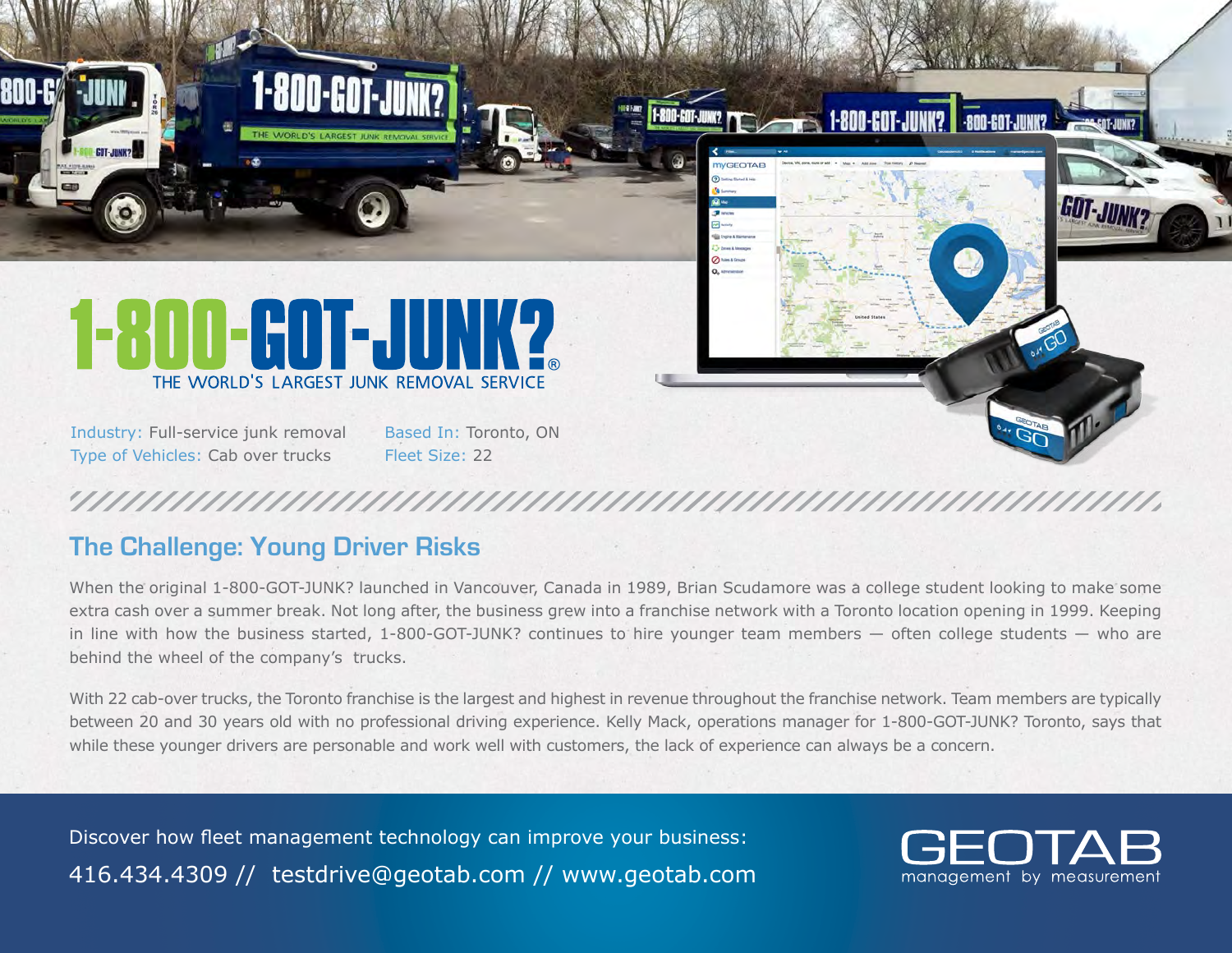# 1-800-GOT-JUNK?®

THE WORLD'S LARGEST JUNK REMOVAL SERVICE

Industry: Full-service junk removal
Type of Vehicles: Cab over trucks

Based In: Toronto, ON
Fleet Size: 22

## The Challenge: Young Driver Risks

When the original 1-800-GOT-JUNK? launched in Vancouver, Canada in 1989, Brian Scudamore was a college student looking to make some extra cash over a summer break. Not long after, the business grew into a franchise network with a Toronto location opening in 1999. Keeping in line with how the business started, 1-800-GOT-JUNK? continues to hire younger team members — often college students — who are behind the wheel of the company's trucks.

With 22 cab-over trucks, the Toronto franchise is the largest and highest in revenue throughout the franchise network. Team members are typically between 20 and 30 years old with no professional driving experience. Kelly Mack, operations manager for 1-800-GOT-JUNK? Toronto, says that while these younger drivers are personable and work well with customers, the lack of experience can always be a concern.

Discover how fleet management technology can improve your business:
416.434.4309 // testdrive@geotab.com // www.geotab.com

GEOTAB
management by measurement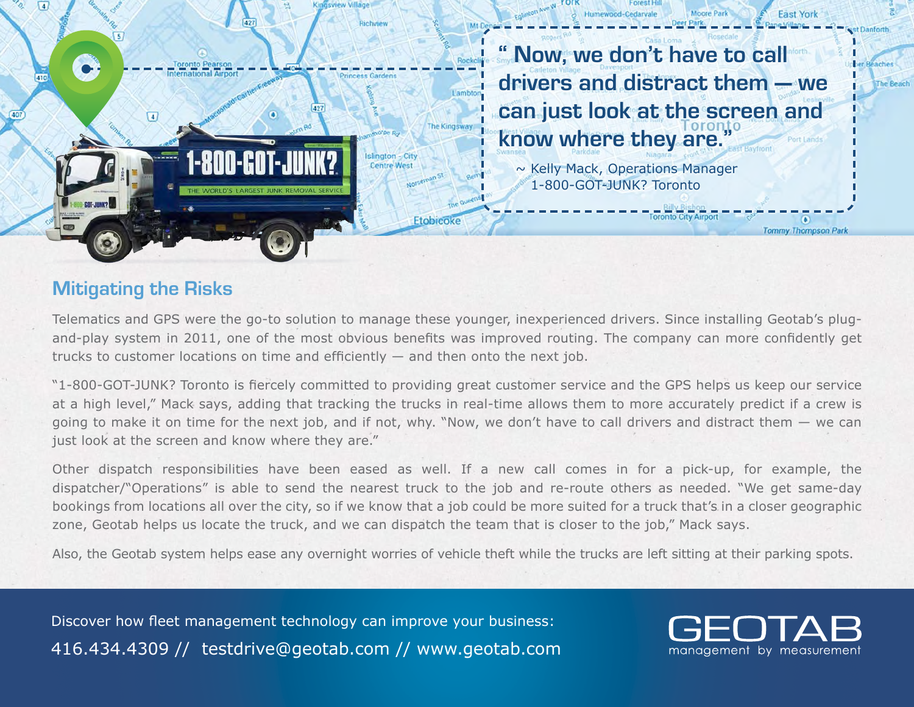> " Now, we don't have to call drivers and distract them — we can just look at the screen and know where they are."
>
> ~ Kelly Mack, Operations Manager
> 1-800-GOT-JUNK? Toronto

## Mitigating the Risks

Telematics and GPS were the go-to solution to manage these younger, inexperienced drivers. Since installing Geotab's plug-and-play system in 2011, one of the most obvious benefits was improved routing. The company can more confidently get trucks to customer locations on time and efficiently — and then onto the next job.

"1-800-GOT-JUNK? Toronto is fiercely committed to providing great customer service and the GPS helps us keep our service at a high level," Mack says, adding that tracking the trucks in real-time allows them to more accurately predict if a crew is going to make it on time for the next job, and if not, why. "Now, we don't have to call drivers and distract them — we can just look at the screen and know where they are."

Other dispatch responsibilities have been eased as well. If a new call comes in for a pick-up, for example, the dispatcher/"Operations" is able to send the nearest truck to the job and re-route others as needed. "We get same-day bookings from locations all over the city, so if we know that a job could be more suited for a truck that's in a closer geographic zone, Geotab helps us locate the truck, and we can dispatch the team that is closer to the job," Mack says.

Also, the Geotab system helps ease any overnight worries of vehicle theft while the trucks are left sitting at their parking spots.

Discover how fleet management technology can improve your business:
416.434.4309 // testdrive@geotab.com // www.geotab.com

GEOTAB
management by measurement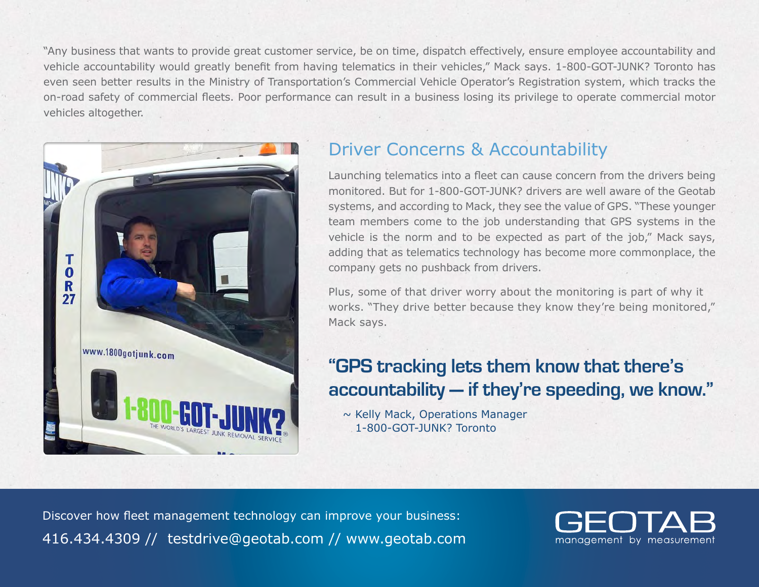"Any business that wants to provide great customer service, be on time, dispatch effectively, ensure employee accountability and vehicle accountability would greatly benefit from having telematics in their vehicles," Mack says. 1-800-GOT-JUNK? Toronto has even seen better results in the Ministry of Transportation's Commercial Vehicle Operator's Registration system, which tracks the on-road safety of commercial fleets. Poor performance can result in a business losing its privilege to operate commercial motor vehicles altogether.

## Driver Concerns & Accountability

Launching telematics into a fleet can cause concern from the drivers being monitored. But for 1-800-GOT-JUNK? drivers are well aware of the Geotab systems, and according to Mack, they see the value of GPS. "These younger team members come to the job understanding that GPS systems in the vehicle is the norm and to be expected as part of the job," Mack says, adding that as telematics technology has become more commonplace, the company gets no pushback from drivers.

Plus, some of that driver worry about the monitoring is part of why it works. "They drive better because they know they're being monitored," Mack says.

**"GPS tracking lets them know that there's accountability — if they're speeding, we know."**

~ Kelly Mack, Operations Manager
1-800-GOT-JUNK? Toronto

Discover how fleet management technology can improve your business:
416.434.4309 // testdrive@geotab.com // www.geotab.com

GEOTAB
management by measurement